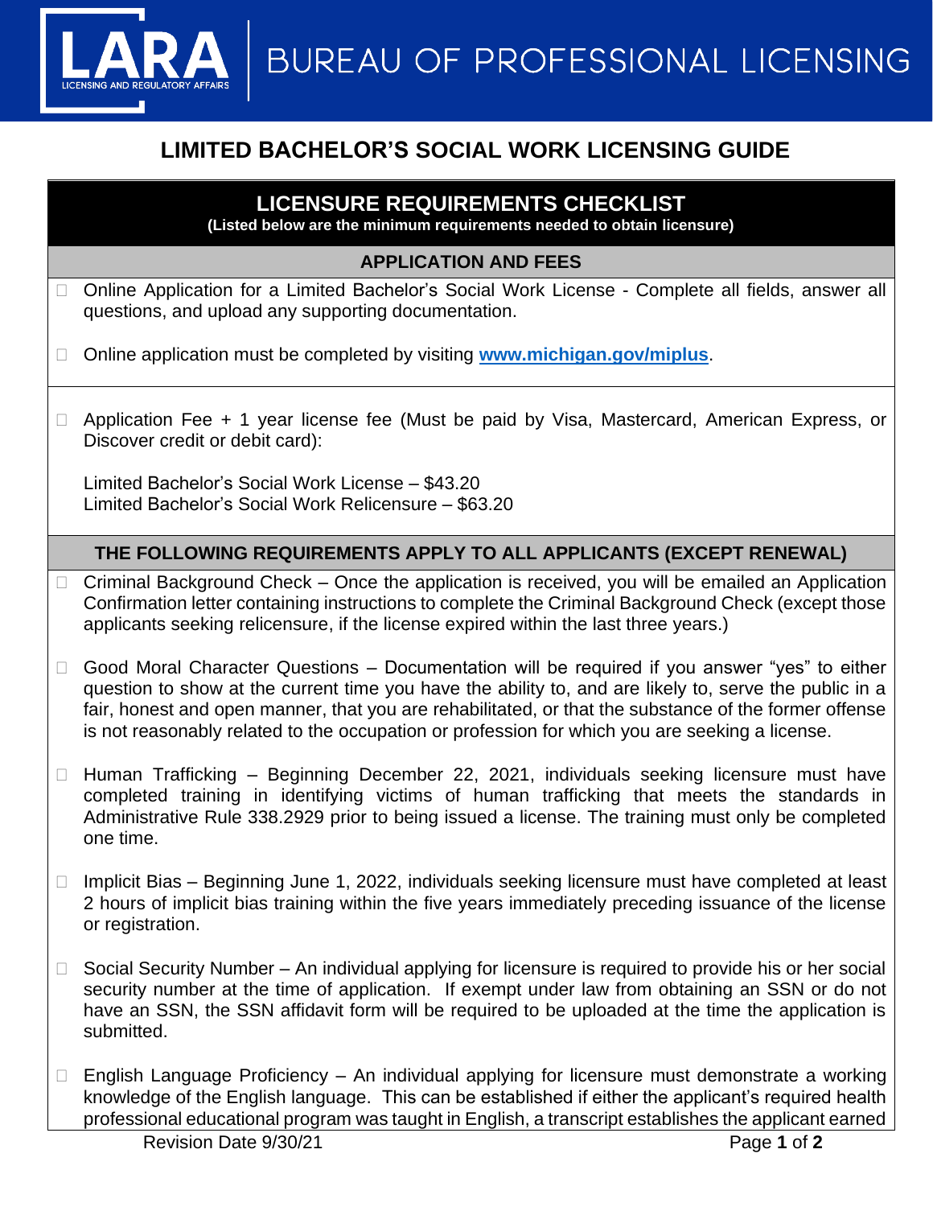BUREAU OF PROFESSIONAL LICENSING

# LIMITED BACHELOR'S SOCIAL WORK LICENSING GUIDE

## LICENSURE REQUIREMENTS CHECKLIST

**(Listed below are the minimum requirements needed to obtain licensure)**

### APPLICATION AND FEES

- ☐ Online Application for a Limited Bachelor's Social Work License - Complete all fields, answer all questions, and upload any supporting documentation.
- ☐ Online application must be completed by visiting **www.michigan.gov/miplus**.

- ☐ Application Fee + 1 year license fee (Must be paid by Visa, Mastercard, American Express, or Discover credit or debit card):

  Limited Bachelor's Social Work License – $43.20
  Limited Bachelor's Social Work Relicensure – $63.20

### THE FOLLOWING REQUIREMENTS APPLY TO ALL APPLICANTS (EXCEPT RENEWAL)

- ☐ Criminal Background Check – Once the application is received, you will be emailed an Application Confirmation letter containing instructions to complete the Criminal Background Check (except those applicants seeking relicensure, if the license expired within the last three years.)
- ☐ Good Moral Character Questions – Documentation will be required if you answer "yes" to either question to show at the current time you have the ability to, and are likely to, serve the public in a fair, honest and open manner, that you are rehabilitated, or that the substance of the former offense is not reasonably related to the occupation or profession for which you are seeking a license.
- ☐ Human Trafficking – Beginning December 22, 2021, individuals seeking licensure must have completed training in identifying victims of human trafficking that meets the standards in Administrative Rule 338.2929 prior to being issued a license. The training must only be completed one time.
- ☐ Implicit Bias – Beginning June 1, 2022, individuals seeking licensure must have completed at least 2 hours of implicit bias training within the five years immediately preceding issuance of the license or registration.
- ☐ Social Security Number – An individual applying for licensure is required to provide his or her social security number at the time of application. If exempt under law from obtaining an SSN or do not have an SSN, the SSN affidavit form will be required to be uploaded at the time the application is submitted.
- ☐ English Language Proficiency – An individual applying for licensure must demonstrate a working knowledge of the English language. This can be established if either the applicant's required health professional educational program was taught in English, a transcript establishes the applicant earned

Revision Date 9/30/21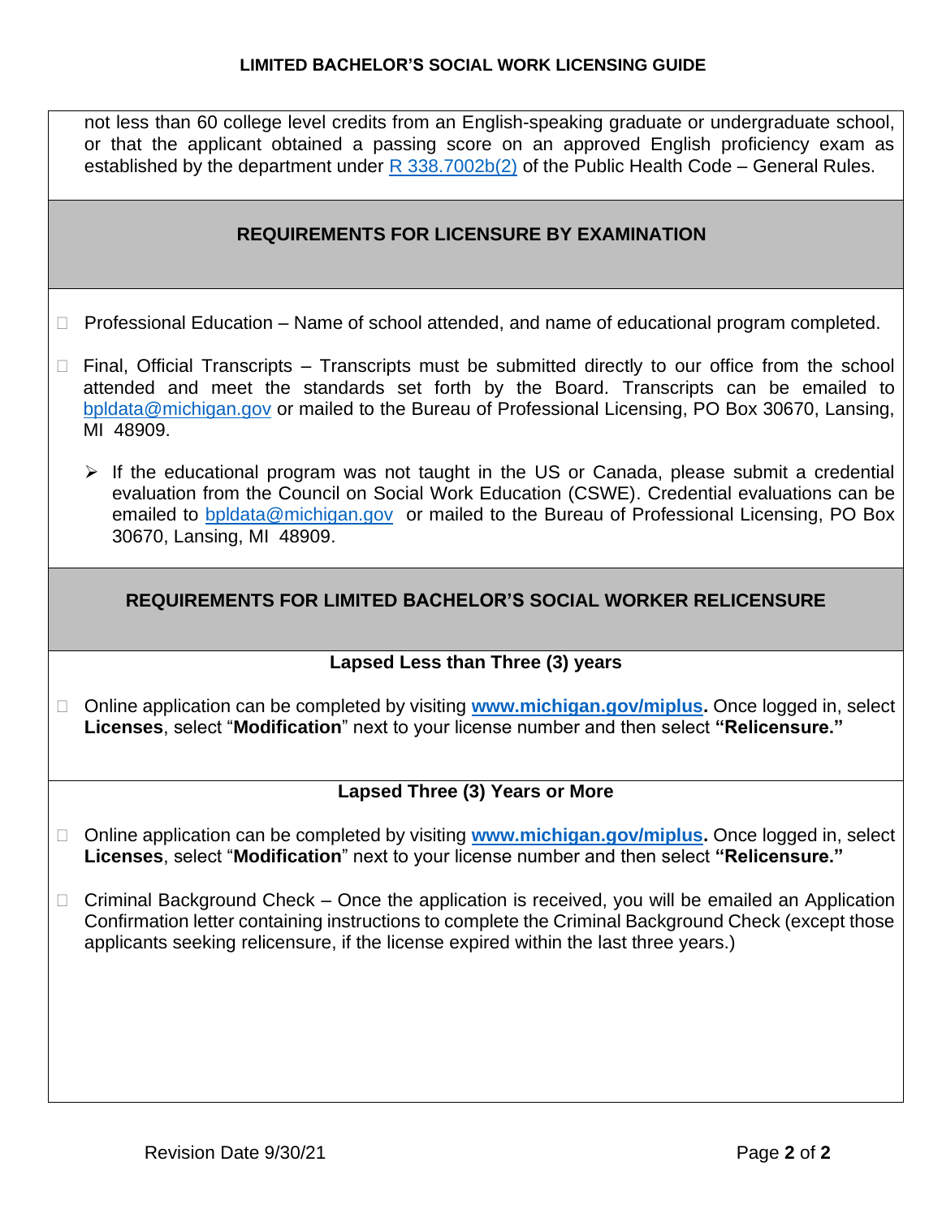not less than 60 college level credits from an English-speaking graduate or undergraduate school, or that the applicant obtained a passing score on an approved English proficiency exam as established by the department under R 338.7002b(2) of the Public Health Code – General Rules.

## REQUIREMENTS FOR LICENSURE BY EXAMINATION

- ☐ Professional Education – Name of school attended, and name of educational program completed.
- ☐ Final, Official Transcripts – Transcripts must be submitted directly to our office from the school attended and meet the standards set forth by the Board. Transcripts can be emailed to bpldata@michigan.gov or mailed to the Bureau of Professional Licensing, PO Box 30670, Lansing, MI 48909.
  - If the educational program was not taught in the US or Canada, please submit a credential evaluation from the Council on Social Work Education (CSWE). Credential evaluations can be emailed to bpldata@michigan.gov or mailed to the Bureau of Professional Licensing, PO Box 30670, Lansing, MI 48909.

## REQUIREMENTS FOR LIMITED BACHELOR'S SOCIAL WORKER RELICENSURE

### Lapsed Less than Three (3) years

- ☐ Online application can be completed by visiting **www.michigan.gov/miplus.** Once logged in, select **Licenses**, select "**Modification**" next to your license number and then select **"Relicensure."**

### Lapsed Three (3) Years or More

- ☐ Online application can be completed by visiting **www.michigan.gov/miplus.** Once logged in, select **Licenses**, select "**Modification**" next to your license number and then select **"Relicensure."**
- ☐ Criminal Background Check – Once the application is received, you will be emailed an Application Confirmation letter containing instructions to complete the Criminal Background Check (except those applicants seeking relicensure, if the license expired within the last three years.)

Revision Date 9/30/21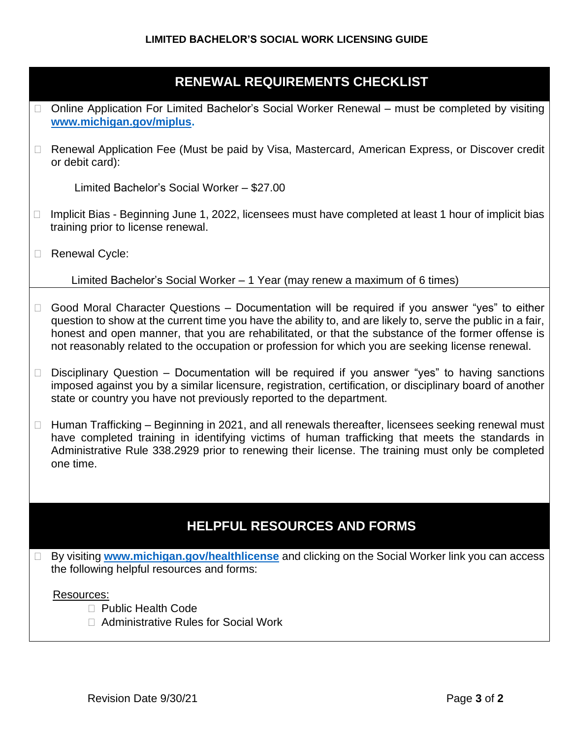## RENEWAL REQUIREMENTS CHECKLIST

- ☐ Online Application For Limited Bachelor's Social Worker Renewal – must be completed by visiting **www.michigan.gov/miplus.**

- ☐ Renewal Application Fee (Must be paid by Visa, Mastercard, American Express, or Discover credit or debit card):

  Limited Bachelor's Social Worker – $27.00

- ☐ Implicit Bias - Beginning June 1, 2022, licensees must have completed at least 1 hour of implicit bias training prior to license renewal.

- ☐ Renewal Cycle:

  Limited Bachelor's Social Worker – 1 Year (may renew a maximum of 6 times)

- ☐ Good Moral Character Questions – Documentation will be required if you answer "yes" to either question to show at the current time you have the ability to, and are likely to, serve the public in a fair, honest and open manner, that you are rehabilitated, or that the substance of the former offense is not reasonably related to the occupation or profession for which you are seeking license renewal.

- ☐ Disciplinary Question – Documentation will be required if you answer "yes" to having sanctions imposed against you by a similar licensure, registration, certification, or disciplinary board of another state or country you have not previously reported to the department.

- ☐ Human Trafficking – Beginning in 2021, and all renewals thereafter, licensees seeking renewal must have completed training in identifying victims of human trafficking that meets the standards in Administrative Rule 338.2929 prior to renewing their license. The training must only be completed one time.

## HELPFUL RESOURCES AND FORMS

- ☐ By visiting **www.michigan.gov/healthlicense** and clicking on the Social Worker link you can access the following helpful resources and forms:

  Resources:

  - ☐ Public Health Code
  - ☐ Administrative Rules for Social Work

Revision Date 9/30/21